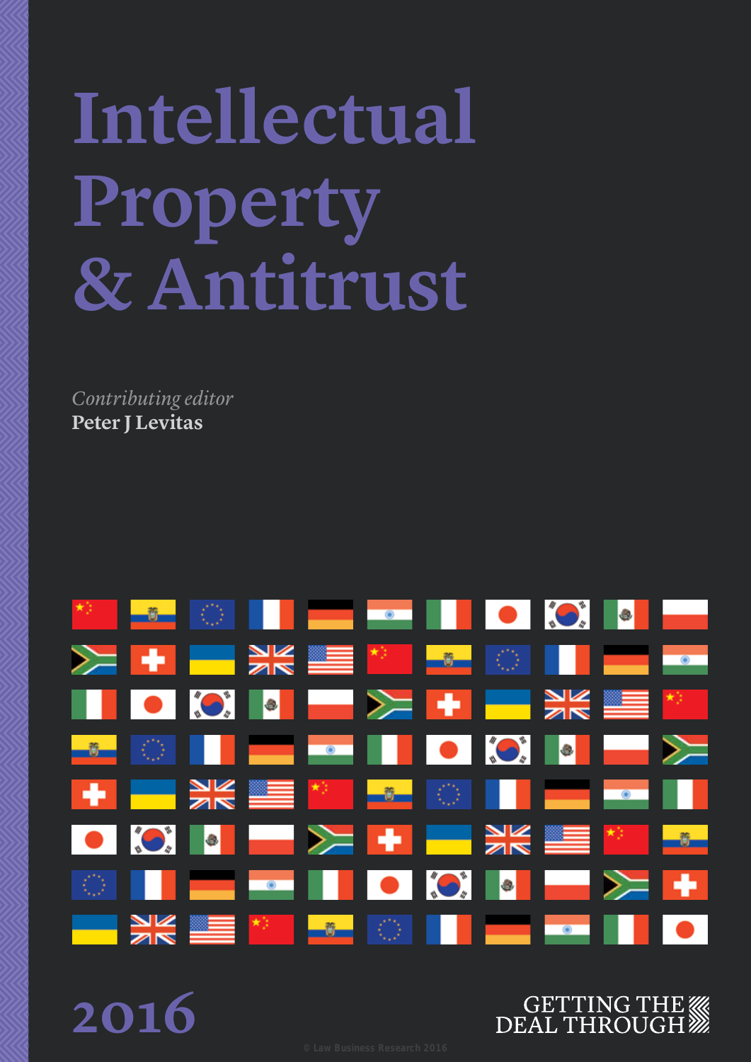# Intellectual Property & Antitrust

*Contributing editor*
**Peter J Levitas**

2016

GETTING THE DEAL THROUGH

© Law Business Research 2016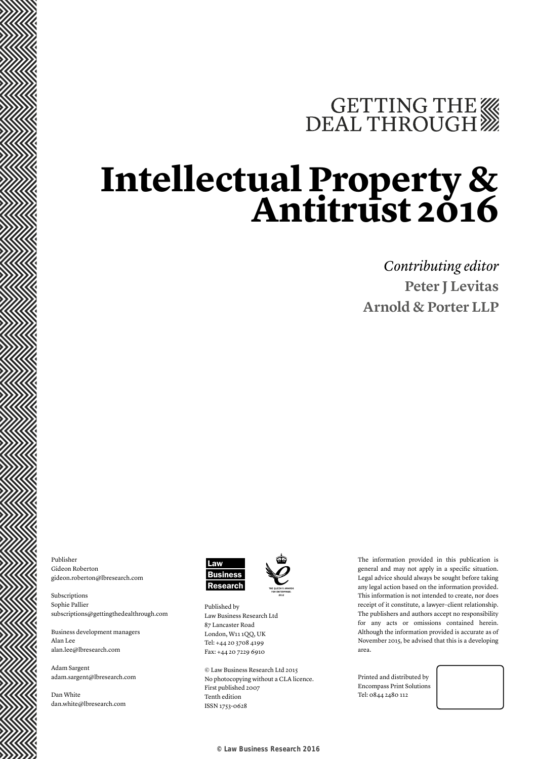GETTING THE DEAL THROUGH

# Intellectual Property & Antitrust 2016

*Contributing editor*

**Peter J Levitas**

**Arnold & Porter LLP**

Publisher
Gideon Roberton
gideon.roberton@lbresearch.com

Subscriptions
Sophie Pallier
subscriptions@gettingthedealthrough.com

Business development managers
Alan Lee
alan.lee@lbresearch.com

Adam Sargent
adam.sargent@lbresearch.com

Dan White
dan.white@lbresearch.com

Law Business Research

THE QUEEN'S AWARDS FOR ENTERPRISE: 2012

Published by
Law Business Research Ltd
87 Lancaster Road
London, W11 1QQ, UK
Tel: +44 20 3708 4199
Fax: +44 20 7229 6910

© Law Business Research Ltd 2015
No photocopying without a CLA licence.
First published 2007
Tenth edition
ISSN 1753-0628

The information provided in this publication is general and may not apply in a specific situation. Legal advice should always be sought before taking any legal action based on the information provided. This information is not intended to create, nor does receipt of it constitute, a lawyer–client relationship. The publishers and authors accept no responsibility for any acts or omissions contained herein. Although the information provided is accurate as of November 2015, be advised that this is a developing area.

Printed and distributed by
Encompass Print Solutions
Tel: 0844 2480 112

© Law Business Research 2016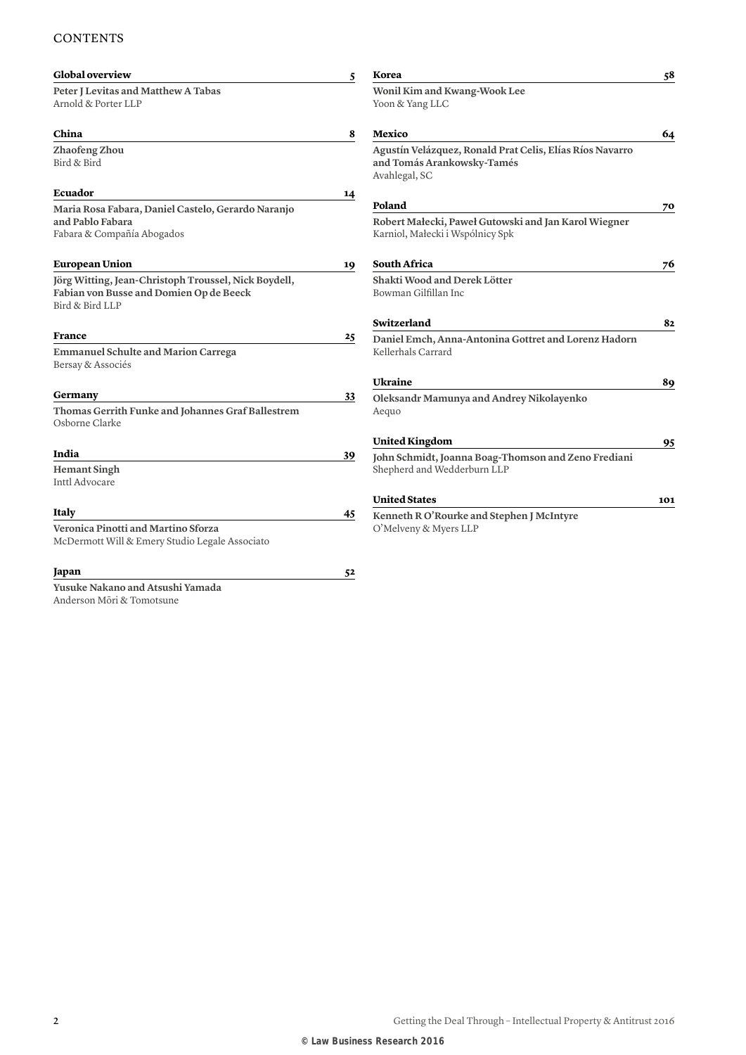# CONTENTS

**Global overview** 5

**Peter J Levitas and Matthew A Tabas**
Arnold & Porter LLP

**China** 8

**Zhaofeng Zhou**
Bird & Bird

**Ecuador** 14

**Maria Rosa Fabara, Daniel Castelo, Gerardo Naranjo and Pablo Fabara**
Fabara & Compañía Abogados

**European Union** 19

**Jörg Witting, Jean-Christoph Troussel, Nick Boydell, Fabian von Busse and Domien Op de Beeck**
Bird & Bird LLP

**France** 25

**Emmanuel Schulte and Marion Carrega**
Bersay & Associés

**Germany** 33

**Thomas Gerrith Funke and Johannes Graf Ballestrem**
Osborne Clarke

**India** 39

**Hemant Singh**
Inttl Advocare

**Italy** 45

**Veronica Pinotti and Martino Sforza**
McDermott Will & Emery Studio Legale Associato

**Japan** 52

**Yusuke Nakano and Atsushi Yamada**
Anderson Mōri & Tomotsune

**Korea** 58

**Wonil Kim and Kwang-Wook Lee**
Yoon & Yang LLC

**Mexico** 64

**Agustín Velázquez, Ronald Prat Celis, Elías Ríos Navarro and Tomás Arankowsky-Tamés**
Avahlegal, SC

**Poland** 70

**Robert Małecki, Paweł Gutowski and Jan Karol Wiegner**
Karniol, Małecki i Wspólnicy Spk

**South Africa** 76

**Shakti Wood and Derek Lötter**
Bowman Gilfillan Inc

**Switzerland** 82

**Daniel Emch, Anna-Antonina Gottret and Lorenz Hadorn**
Kellerhals Carrard

**Ukraine** 89

**Oleksandr Mamunya and Andrey Nikolayenko**
Aequo

**United Kingdom** 95

**John Schmidt, Joanna Boag-Thomson and Zeno Frediani**
Shepherd and Wedderburn LLP

**United States** 101

**Kenneth R O'Rourke and Stephen J McIntyre**
O'Melveny & Myers LLP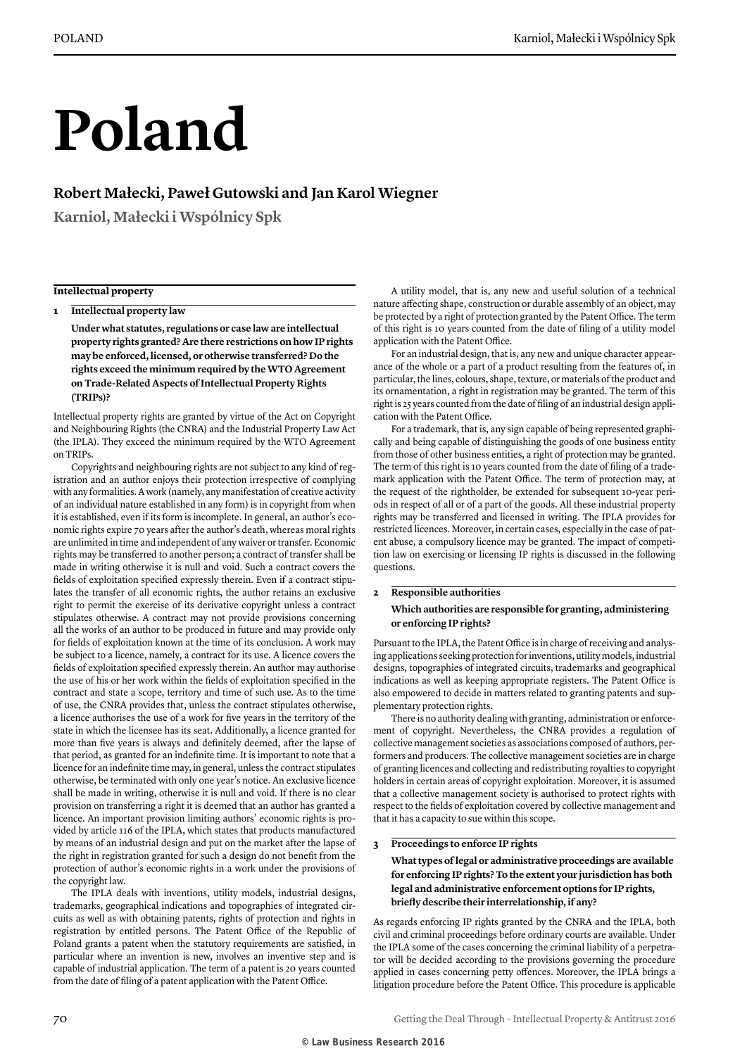# Poland

## Robert Małecki, Paweł Gutowski and Jan Karol Wiegner

**Karniol, Małecki i Wspólnicy Spk**

### Intellectual property

#### 1 Intellectual property law

**Under what statutes, regulations or case law are intellectual property rights granted? Are there restrictions on how IP rights may be enforced, licensed, or otherwise transferred? Do the rights exceed the minimum required by the WTO Agreement on Trade-Related Aspects of Intellectual Property Rights (TRIPs)?**

Intellectual property rights are granted by virtue of the Act on Copyright and Neighbouring Rights (the CNRA) and the Industrial Property Law Act (the IPLA). They exceed the minimum required by the WTO Agreement on TRIPs.

Copyrights and neighbouring rights are not subject to any kind of registration and an author enjoys their protection irrespective of complying with any formalities. A work (namely, any manifestation of creative activity of an individual nature established in any form) is in copyright from when it is established, even if its form is incomplete. In general, an author's economic rights expire 70 years after the author's death, whereas moral rights are unlimited in time and independent of any waiver or transfer. Economic rights may be transferred to another person; a contract of transfer shall be made in writing otherwise it is null and void. Such a contract covers the fields of exploitation specified expressly therein. Even if a contract stipulates the transfer of all economic rights, the author retains an exclusive right to permit the exercise of its derivative copyright unless a contract stipulates otherwise. A contract may not provide provisions concerning all the works of an author to be produced in future and may provide only for fields of exploitation known at the time of its conclusion. A work may be subject to a licence, namely, a contract for its use. A licence covers the fields of exploitation specified expressly therein. An author may authorise the use of his or her work within the fields of exploitation specified in the contract and state a scope, territory and time of such use. As to the time of use, the CNRA provides that, unless the contract stipulates otherwise, a licence authorises the use of a work for five years in the territory of the state in which the licensee has its seat. Additionally, a licence granted for more than five years is always and definitely deemed, after the lapse of that period, as granted for an indefinite time. It is important to note that a licence for an indefinite time may, in general, unless the contract stipulates otherwise, be terminated with only one year's notice. An exclusive licence shall be made in writing, otherwise it is null and void. If there is no clear provision on transferring a right it is deemed that an author has granted a licence. An important provision limiting authors' economic rights is provided by article 116 of the IPLA, which states that products manufactured by means of an industrial design and put on the market after the lapse of the right in registration granted for such a design do not benefit from the protection of author's economic rights in a work under the provisions of the copyright law.

The IPLA deals with inventions, utility models, industrial designs, trademarks, geographical indications and topographies of integrated circuits as well as with obtaining patents, rights of protection and rights in registration by entitled persons. The Patent Office of the Republic of Poland grants a patent when the statutory requirements are satisfied, in particular where an invention is new, involves an inventive step and is capable of industrial application. The term of a patent is 20 years counted from the date of filing of a patent application with the Patent Office.

A utility model, that is, any new and useful solution of a technical nature affecting shape, construction or durable assembly of an object, may be protected by a right of protection granted by the Patent Office. The term of this right is 10 years counted from the date of filing of a utility model application with the Patent Office.

For an industrial design, that is, any new and unique character appearance of the whole or a part of a product resulting from the features of, in particular, the lines, colours, shape, texture, or materials of the product and its ornamentation, a right in registration may be granted. The term of this right is 25 years counted from the date of filing of an industrial design application with the Patent Office.

For a trademark, that is, any sign capable of being represented graphically and being capable of distinguishing the goods of one business entity from those of other business entities, a right of protection may be granted. The term of this right is 10 years counted from the date of filing of a trademark application with the Patent Office. The term of protection may, at the request of the rightholder, be extended for subsequent 10-year periods in respect of all or of a part of the goods. All these industrial property rights may be transferred and licensed in writing. The IPLA provides for restricted licences. Moreover, in certain cases, especially in the case of patent abuse, a compulsory licence may be granted. The impact of competition law on exercising or licensing IP rights is discussed in the following questions.

#### 2 Responsible authorities

**Which authorities are responsible for granting, administering or enforcing IP rights?**

Pursuant to the IPLA, the Patent Office is in charge of receiving and analysing applications seeking protection for inventions, utility models, industrial designs, topographies of integrated circuits, trademarks and geographical indications as well as keeping appropriate registers. The Patent Office is also empowered to decide in matters related to granting patents and supplementary protection rights.

There is no authority dealing with granting, administration or enforcement of copyright. Nevertheless, the CNRA provides a regulation of collective management societies as associations composed of authors, performers and producers. The collective management societies are in charge of granting licences and collecting and redistributing royalties to copyright holders in certain areas of copyright exploitation. Moreover, it is assumed that a collective management society is authorised to protect rights with respect to the fields of exploitation covered by collective management and that it has a capacity to sue within this scope.

#### 3 Proceedings to enforce IP rights

**What types of legal or administrative proceedings are available for enforcing IP rights? To the extent your jurisdiction has both legal and administrative enforcement options for IP rights, briefly describe their interrelationship, if any?**

As regards enforcing IP rights granted by the CNRA and the IPLA, both civil and criminal proceedings before ordinary courts are available. Under the IPLA some of the cases concerning the criminal liability of a perpetrator will be decided according to the provisions governing the procedure applied in cases concerning petty offences. Moreover, the IPLA brings a litigation procedure before the Patent Office. This procedure is applicable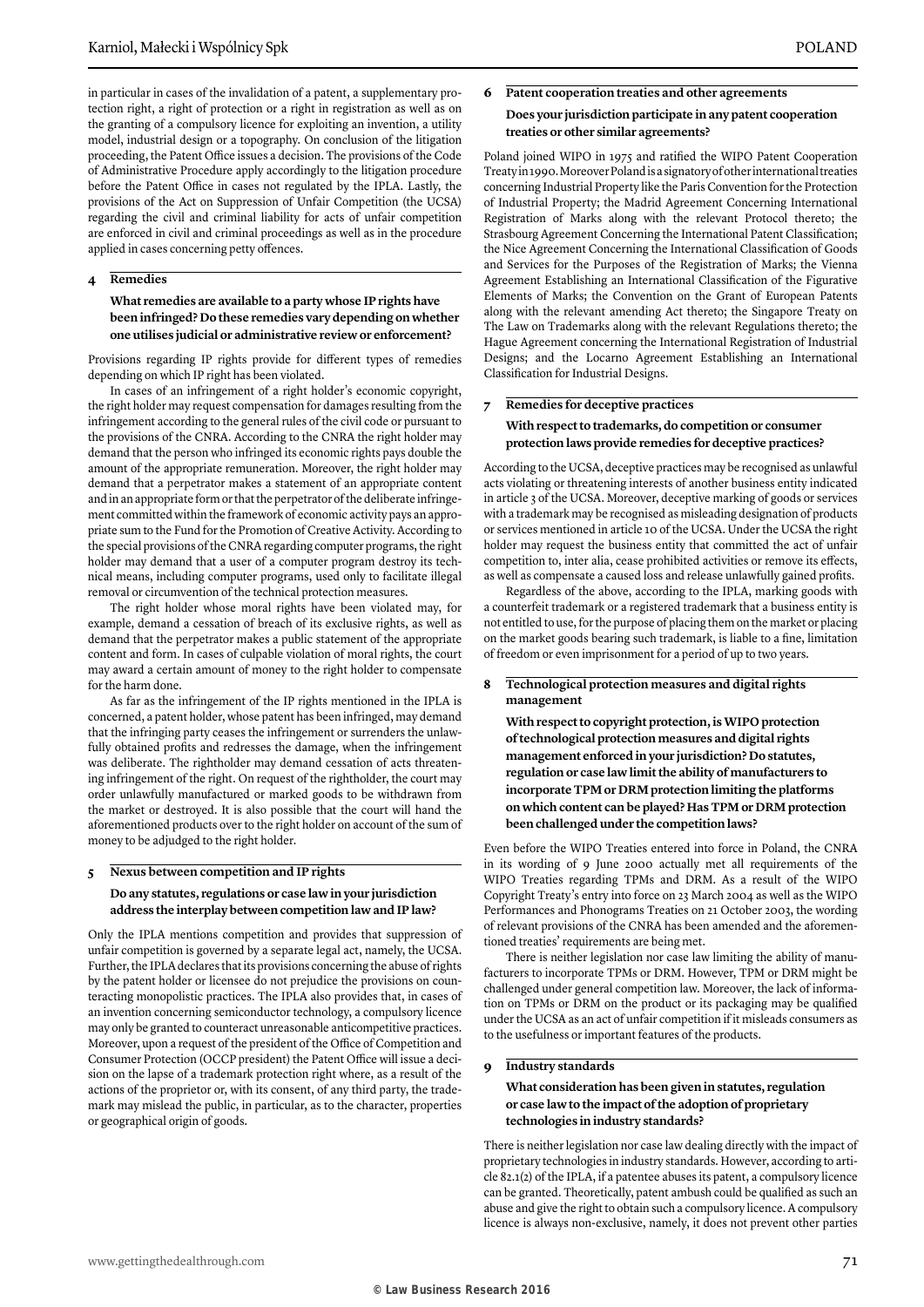in particular in cases of the invalidation of a patent, a supplementary protection right, a right of protection or a right in registration as well as on the granting of a compulsory licence for exploiting an invention, a utility model, industrial design or a topography. On conclusion of the litigation proceeding, the Patent Office issues a decision. The provisions of the Code of Administrative Procedure apply accordingly to the litigation procedure before the Patent Office in cases not regulated by the IPLA. Lastly, the provisions of the Act on Suppression of Unfair Competition (the UCSA) regarding the civil and criminal liability for acts of unfair competition are enforced in civil and criminal proceedings as well as in the procedure applied in cases concerning petty offences.

## 4 Remedies

**What remedies are available to a party whose IP rights have been infringed? Do these remedies vary depending on whether one utilises judicial or administrative review or enforcement?**

Provisions regarding IP rights provide for different types of remedies depending on which IP right has been violated.

In cases of an infringement of a right holder's economic copyright, the right holder may request compensation for damages resulting from the infringement according to the general rules of the civil code or pursuant to the provisions of the CNRA. According to the CNRA the right holder may demand that the person who infringed its economic rights pays double the amount of the appropriate remuneration. Moreover, the right holder may demand that a perpetrator makes a statement of an appropriate content and in an appropriate form or that the perpetrator of the deliberate infringement committed within the framework of economic activity pays an appropriate sum to the Fund for the Promotion of Creative Activity. According to the special provisions of the CNRA regarding computer programs, the right holder may demand that a user of a computer program destroy its technical means, including computer programs, used only to facilitate illegal removal or circumvention of the technical protection measures.

The right holder whose moral rights have been violated may, for example, demand a cessation of breach of its exclusive rights, as well as demand that the perpetrator makes a public statement of the appropriate content and form. In cases of culpable violation of moral rights, the court may award a certain amount of money to the right holder to compensate for the harm done.

As far as the infringement of the IP rights mentioned in the IPLA is concerned, a patent holder, whose patent has been infringed, may demand that the infringing party ceases the infringement or surrenders the unlawfully obtained profits and redresses the damage, when the infringement was deliberate. The rightholder may demand cessation of acts threatening infringement of the right. On request of the rightholder, the court may order unlawfully manufactured or marked goods to be withdrawn from the market or destroyed. It is also possible that the court will hand the aforementioned products over to the right holder on account of the sum of money to be adjudged to the right holder.

## 5 Nexus between competition and IP rights

**Do any statutes, regulations or case law in your jurisdiction address the interplay between competition law and IP law?**

Only the IPLA mentions competition and provides that suppression of unfair competition is governed by a separate legal act, namely, the UCSA. Further, the IPLA declares that its provisions concerning the abuse of rights by the patent holder or licensee do not prejudice the provisions on counteracting monopolistic practices. The IPLA also provides that, in cases of an invention concerning semiconductor technology, a compulsory licence may only be granted to counteract unreasonable anticompetitive practices. Moreover, upon a request of the president of the Office of Competition and Consumer Protection (OCCP president) the Patent Office will issue a decision on the lapse of a trademark protection right where, as a result of the actions of the proprietor or, with its consent, of any third party, the trademark may mislead the public, in particular, as to the character, properties or geographical origin of goods.

## 6 Patent cooperation treaties and other agreements

**Does your jurisdiction participate in any patent cooperation treaties or other similar agreements?**

Poland joined WIPO in 1975 and ratified the WIPO Patent Cooperation Treaty in 1990. Moreover Poland is a signatory of other international treaties concerning Industrial Property like the Paris Convention for the Protection of Industrial Property; the Madrid Agreement Concerning International Registration of Marks along with the relevant Protocol thereto; the Strasbourg Agreement Concerning the International Patent Classification; the Nice Agreement Concerning the International Classification of Goods and Services for the Purposes of the Registration of Marks; the Vienna Agreement Establishing an International Classification of the Figurative Elements of Marks; the Convention on the Grant of European Patents along with the relevant amending Act thereto; the Singapore Treaty on The Law on Trademarks along with the relevant Regulations thereto; the Hague Agreement concerning the International Registration of Industrial Designs; and the Locarno Agreement Establishing an International Classification for Industrial Designs.

## 7 Remedies for deceptive practices

**With respect to trademarks, do competition or consumer protection laws provide remedies for deceptive practices?**

According to the UCSA, deceptive practices may be recognised as unlawful acts violating or threatening interests of another business entity indicated in article 3 of the UCSA. Moreover, deceptive marking of goods or services with a trademark may be recognised as misleading designation of products or services mentioned in article 10 of the UCSA. Under the UCSA the right holder may request the business entity that committed the act of unfair competition to, inter alia, cease prohibited activities or remove its effects, as well as compensate a caused loss and release unlawfully gained profits.

Regardless of the above, according to the IPLA, marking goods with a counterfeit trademark or a registered trademark that a business entity is not entitled to use, for the purpose of placing them on the market or placing on the market goods bearing such trademark, is liable to a fine, limitation of freedom or even imprisonment for a period of up to two years.

## 8 Technological protection measures and digital rights management

**With respect to copyright protection, is WIPO protection of technological protection measures and digital rights management enforced in your jurisdiction? Do statutes, regulation or case law limit the ability of manufacturers to incorporate TPM or DRM protection limiting the platforms on which content can be played? Has TPM or DRM protection been challenged under the competition laws?**

Even before the WIPO Treaties entered into force in Poland, the CNRA in its wording of 9 June 2000 actually met all requirements of the WIPO Treaties regarding TPMs and DRM. As a result of the WIPO Copyright Treaty's entry into force on 23 March 2004 as well as the WIPO Performances and Phonograms Treaties on 21 October 2003, the wording of relevant provisions of the CNRA has been amended and the aforementioned treaties' requirements are being met.

There is neither legislation nor case law limiting the ability of manufacturers to incorporate TPMs or DRM. However, TPM or DRM might be challenged under general competition law. Moreover, the lack of information on TPMs or DRM on the product or its packaging may be qualified under the UCSA as an act of unfair competition if it misleads consumers as to the usefulness or important features of the products.

## 9 Industry standards

**What consideration has been given in statutes, regulation or case law to the impact of the adoption of proprietary technologies in industry standards?**

There is neither legislation nor case law dealing directly with the impact of proprietary technologies in industry standards. However, according to article 82.1(2) of the IPLA, if a patentee abuses its patent, a compulsory licence can be granted. Theoretically, patent ambush could be qualified as such an abuse and give the right to obtain such a compulsory licence. A compulsory licence is always non-exclusive, namely, it does not prevent other parties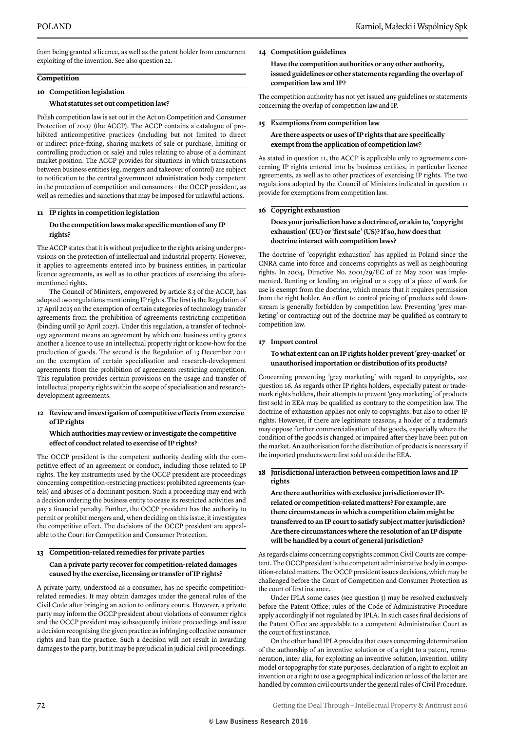from being granted a licence, as well as the patent holder from concurrent exploiting of the invention. See also question 22.

## Competition

### 10 Competition legislation

**What statutes set out competition law?**

Polish competition law is set out in the Act on Competition and Consumer Protection of 2007 (the ACCP). The ACCP contains a catalogue of prohibited anticompetitive practices (including but not limited to direct or indirect price-fixing, sharing markets of sale or purchase, limiting or controlling production or sale) and rules relating to abuse of a dominant market position. The ACCP provides for situations in which transactions between business entities (eg, mergers and takeover of control) are subject to notification to the central government administration body competent in the protection of competition and consumers – the OCCP president, as well as remedies and sanctions that may be imposed for unlawful actions.

### 11 IP rights in competition legislation

**Do the competition laws make specific mention of any IP rights?**

The ACCP states that it is without prejudice to the rights arising under provisions on the protection of intellectual and industrial property. However, it applies to agreements entered into by business entities, in particular licence agreements, as well as to other practices of exercising the aforementioned rights.

The Council of Ministers, empowered by article 8.3 of the ACCP, has adopted two regulations mentioning IP rights. The first is the Regulation of 17 April 2015 on the exemption of certain categories of technology transfer agreements from the prohibition of agreements restricting competition (binding until 30 April 2027). Under this regulation, a transfer of technology agreement means an agreement by which one business entity grants another a licence to use an intellectual property right or know-how for the production of goods. The second is the Regulation of 13 December 2011 on the exemption of certain specialisation and research-development agreements from the prohibition of agreements restricting competition. This regulation provides certain provisions on the usage and transfer of intellectual property rights within the scope of specialisation and research-development agreements.

### 12 Review and investigation of competitive effects from exercise of IP rights

**Which authorities may review or investigate the competitive effect of conduct related to exercise of IP rights?**

The OCCP president is the competent authority dealing with the competitive effect of an agreement or conduct, including those related to IP rights. The key instruments used by the OCCP president are proceedings concerning competition-restricting practices: prohibited agreements (cartels) and abuses of a dominant position. Such a proceeding may end with a decision ordering the business entity to cease its restricted activities and pay a financial penalty. Further, the OCCP president has the authority to permit or prohibit mergers and, when deciding on this issue, it investigates the competitive effect. The decisions of the OCCP president are appealable to the Court for Competition and Consumer Protection.

### 13 Competition-related remedies for private parties

**Can a private party recover for competition-related damages caused by the exercise, licensing or transfer of IP rights?**

A private party, understood as a consumer, has no specific competition-related remedies. It may obtain damages under the general rules of the Civil Code after bringing an action to ordinary courts. However, a private party may inform the OCCP president about violations of consumer rights and the OCCP president may subsequently initiate proceedings and issue a decision recognising the given practice as infringing collective consumer rights and ban the practice. Such a decision will not result in awarding damages to the party, but it may be prejudicial in judicial civil proceedings.

### 14 Competition guidelines

**Have the competition authorities or any other authority, issued guidelines or other statements regarding the overlap of competition law and IP?**

The competition authority has not yet issued any guidelines or statements concerning the overlap of competition law and IP.

### 15 Exemptions from competition law

**Are there aspects or uses of IP rights that are specifically exempt from the application of competition law?**

As stated in question 11, the ACCP is applicable only to agreements concerning IP rights entered into by business entities, in particular licence agreements, as well as to other practices of exercising IP rights. The two regulations adopted by the Council of Ministers indicated in question 11 provide for exemptions from competition law.

### 16 Copyright exhaustion

**Does your jurisdiction have a doctrine of, or akin to, 'copyright exhaustion' (EU) or 'first sale' (US)? If so, how does that doctrine interact with competition laws?**

The doctrine of 'copyright exhaustion' has applied in Poland since the CNRA came into force and concerns copyrights as well as neighbouring rights. In 2004, Directive No. 2001/29/EC of 22 May 2001 was implemented. Renting or lending an original or a copy of a piece of work for use is exempt from the doctrine, which means that it requires permission from the right holder. An effort to control pricing of products sold downstream is generally forbidden by competition law. Preventing 'grey marketing' or contracting out of the doctrine may be qualified as contrary to competition law.

### 17 Import control

**To what extent can an IP rights holder prevent 'grey-market' or unauthorised importation or distribution of its products?**

Concerning preventing 'grey marketing' with regard to copyrights, see question 16. As regards other IP rights holders, especially patent or trademark rights holders, their attempts to prevent 'grey marketing' of products first sold in EEA may be qualified as contrary to the competition law. The doctrine of exhaustion applies not only to copyrights, but also to other IP rights. However, if there are legitimate reasons, a holder of a trademark may oppose further commercialisation of the goods, especially where the condition of the goods is changed or impaired after they have been put on the market. An authorisation for the distribution of products is necessary if the imported products were first sold outside the EEA.

### 18 Jurisdictional interaction between competition laws and IP rights

**Are there authorities with exclusive jurisdiction over IP-related or competition-related matters? For example, are there circumstances in which a competition claim might be transferred to an IP court to satisfy subject matter jurisdiction? Are there circumstances where the resolution of an IP dispute will be handled by a court of general jurisdiction?**

As regards claims concerning copyrights common Civil Courts are competent. The OCCP president is the competent administrative body in competition-related matters. The OCCP president issues decisions, which may be challenged before the Court of Competition and Consumer Protection as the court of first instance.

Under IPLA some cases (see question 3) may be resolved exclusively before the Patent Office; rules of the Code of Administrative Procedure apply accordingly if not regulated by IPLA. In such cases final decisions of the Patent Office are appealable to a competent Administrative Court as the court of first instance.

On the other hand IPLA provides that cases concerning determination of the authorship of an inventive solution or of a right to a patent, remuneration, inter alia, for exploiting an inventive solution, invention, utility model or topography for state purposes, declaration of a right to exploit an invention or a right to use a geographical indication or loss of the latter are handled by common civil courts under the general rules of Civil Procedure.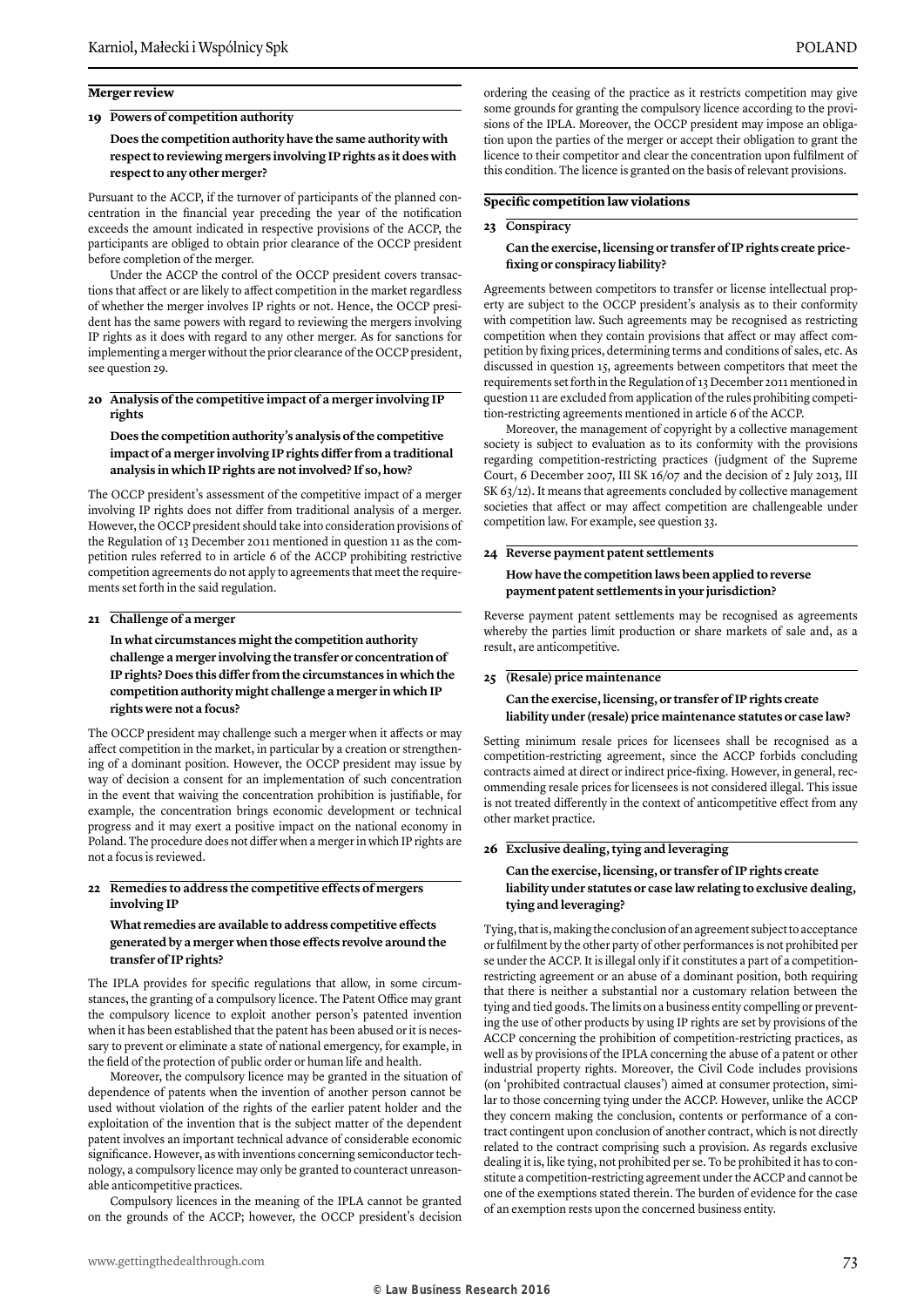## Merger review

### 19 Powers of competition authority

**Does the competition authority have the same authority with respect to reviewing mergers involving IP rights as it does with respect to any other merger?**

Pursuant to the ACCP, if the turnover of participants of the planned concentration in the financial year preceding the year of the notification exceeds the amount indicated in respective provisions of the ACCP, the participants are obliged to obtain prior clearance of the OCCP president before completion of the merger.

Under the ACCP the control of the OCCP president covers transactions that affect or are likely to affect competition in the market regardless of whether the merger involves IP rights or not. Hence, the OCCP president has the same powers with regard to reviewing the mergers involving IP rights as it does with regard to any other merger. As for sanctions for implementing a merger without the prior clearance of the OCCP president, see question 29.

### 20 Analysis of the competitive impact of a merger involving IP rights

**Does the competition authority's analysis of the competitive impact of a merger involving IP rights differ from a traditional analysis in which IP rights are not involved? If so, how?**

The OCCP president's assessment of the competitive impact of a merger involving IP rights does not differ from traditional analysis of a merger. However, the OCCP president should take into consideration provisions of the Regulation of 13 December 2011 mentioned in question 11 as the competition rules referred to in article 6 of the ACCP prohibiting restrictive competition agreements do not apply to agreements that meet the requirements set forth in the said regulation.

### 21 Challenge of a merger

**In what circumstances might the competition authority challenge a merger involving the transfer or concentration of IP rights? Does this differ from the circumstances in which the competition authority might challenge a merger in which IP rights were not a focus?**

The OCCP president may challenge such a merger when it affects or may affect competition in the market, in particular by a creation or strengthening of a dominant position. However, the OCCP president may issue by way of decision a consent for an implementation of such concentration in the event that waiving the concentration prohibition is justifiable, for example, the concentration brings economic development or technical progress and it may exert a positive impact on the national economy in Poland. The procedure does not differ when a merger in which IP rights are not a focus is reviewed.

### 22 Remedies to address the competitive effects of mergers involving IP

**What remedies are available to address competitive effects generated by a merger when those effects revolve around the transfer of IP rights?**

The IPLA provides for specific regulations that allow, in some circumstances, the granting of a compulsory licence. The Patent Office may grant the compulsory licence to exploit another person's patented invention when it has been established that the patent has been abused or it is necessary to prevent or eliminate a state of national emergency, for example, in the field of the protection of public order or human life and health.

Moreover, the compulsory licence may be granted in the situation of dependence of patents when the invention of another person cannot be used without violation of the rights of the earlier patent holder and the exploitation of the invention that is the subject matter of the dependent patent involves an important technical advance of considerable economic significance. However, as with inventions concerning semiconductor technology, a compulsory licence may only be granted to counteract unreasonable anticompetitive practices.

Compulsory licences in the meaning of the IPLA cannot be granted on the grounds of the ACCP; however, the OCCP president's decision ordering the ceasing of the practice as it restricts competition may give some grounds for granting the compulsory licence according to the provisions of the IPLA. Moreover, the OCCP president may impose an obligation upon the parties of the merger or accept their obligation to grant the licence to their competitor and clear the concentration upon fulfilment of this condition. The licence is granted on the basis of relevant provisions.

## Specific competition law violations

### 23 Conspiracy

**Can the exercise, licensing or transfer of IP rights create price-fixing or conspiracy liability?**

Agreements between competitors to transfer or license intellectual property are subject to the OCCP president's analysis as to their conformity with competition law. Such agreements may be recognised as restricting competition when they contain provisions that affect or may affect competition by fixing prices, determining terms and conditions of sales, etc. As discussed in question 15, agreements between competitors that meet the requirements set forth in the Regulation of 13 December 2011 mentioned in question 11 are excluded from application of the rules prohibiting competition-restricting agreements mentioned in article 6 of the ACCP.

Moreover, the management of copyright by a collective management society is subject to evaluation as to its conformity with the provisions regarding competition-restricting practices (judgment of the Supreme Court, 6 December 2007, III SK 16/07 and the decision of 2 July 2013, III SK 63/12). It means that agreements concluded by collective management societies that affect or may affect competition are challengeable under competition law. For example, see question 33.

### 24 Reverse payment patent settlements

**How have the competition laws been applied to reverse payment patent settlements in your jurisdiction?**

Reverse payment patent settlements may be recognised as agreements whereby the parties limit production or share markets of sale and, as a result, are anticompetitive.

### 25 (Resale) price maintenance

**Can the exercise, licensing, or transfer of IP rights create liability under (resale) price maintenance statutes or case law?**

Setting minimum resale prices for licensees shall be recognised as a competition-restricting agreement, since the ACCP forbids concluding contracts aimed at direct or indirect price-fixing. However, in general, recommending resale prices for licensees is not considered illegal. This issue is not treated differently in the context of anticompetitive effect from any other market practice.

### 26 Exclusive dealing, tying and leveraging

**Can the exercise, licensing, or transfer of IP rights create liability under statutes or case law relating to exclusive dealing, tying and leveraging?**

Tying, that is, making the conclusion of an agreement subject to acceptance or fulfilment by the other party of other performances is not prohibited per se under the ACCP. It is illegal only if it constitutes a part of a competition-restricting agreement or an abuse of a dominant position, both requiring that there is neither a substantial nor a customary relation between the tying and tied goods. The limits on a business entity compelling or preventing the use of other products by using IP rights are set by provisions of the ACCP concerning the prohibition of competition-restricting practices, as well as by provisions of the IPLA concerning the abuse of a patent or other industrial property rights. Moreover, the Civil Code includes provisions (on 'prohibited contractual clauses') aimed at consumer protection, similar to those concerning tying under the ACCP. However, unlike the ACCP they concern making the conclusion, contents or performance of a contract contingent upon conclusion of another contract, which is not directly related to the contract comprising such a provision. As regards exclusive dealing it is, like tying, not prohibited per se. To be prohibited it has to constitute a competition-restricting agreement under the ACCP and cannot be one of the exemptions stated therein. The burden of evidence for the case of an exemption rests upon the concerned business entity.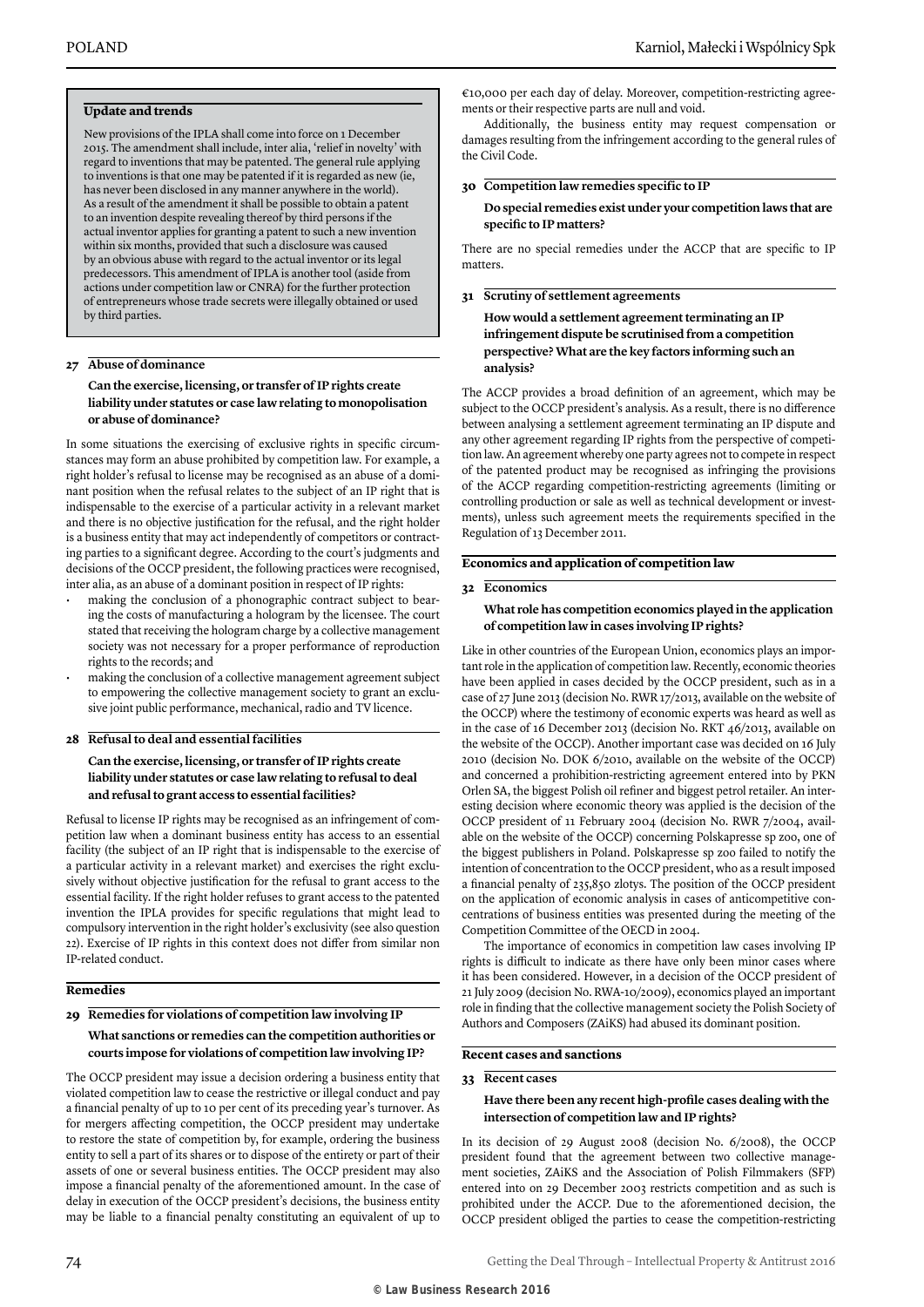### Update and trends

New provisions of the IPLA shall come into force on 1 December 2015. The amendment shall include, inter alia, 'relief in novelty' with regard to inventions that may be patented. The general rule applying to inventions is that one may be patented if it is regarded as new (ie, has never been disclosed in any manner anywhere in the world). As a result of the amendment it shall be possible to obtain a patent to an invention despite revealing thereof by third persons if the actual inventor applies for granting a patent to such a new invention within six months, provided that such a disclosure was caused by an obvious abuse with regard to the actual inventor or its legal predecessors. This amendment of IPLA is another tool (aside from actions under competition law or CNRA) for the further protection of entrepreneurs whose trade secrets were illegally obtained or used by third parties.

### 27 Abuse of dominance

**Can the exercise, licensing, or transfer of IP rights create liability under statutes or case law relating to monopolisation or abuse of dominance?**

In some situations the exercising of exclusive rights in specific circumstances may form an abuse prohibited by competition law. For example, a right holder's refusal to license may be recognised as an abuse of a dominant position when the refusal relates to the subject of an IP right that is indispensable to the exercise of a particular activity in a relevant market and there is no objective justification for the refusal, and the right holder is a business entity that may act independently of competitors or contracting parties to a significant degree. According to the court's judgments and decisions of the OCCP president, the following practices were recognised, inter alia, as an abuse of a dominant position in respect of IP rights:

- making the conclusion of a phonographic contract subject to bearing the costs of manufacturing a hologram by the licensee. The court stated that receiving the hologram charge by a collective management society was not necessary for a proper performance of reproduction rights to the records; and
- making the conclusion of a collective management agreement subject to empowering the collective management society to grant an exclusive joint public performance, mechanical, radio and TV licence.

### 28 Refusal to deal and essential facilities

**Can the exercise, licensing, or transfer of IP rights create liability under statutes or case law relating to refusal to deal and refusal to grant access to essential facilities?**

Refusal to license IP rights may be recognised as an infringement of competition law when a dominant business entity has access to an essential facility (the subject of an IP right that is indispensable to the exercise of a particular activity in a relevant market) and exercises the right exclusively without objective justification for the refusal to grant access to the essential facility. If the right holder refuses to grant access to the patented invention the IPLA provides for specific regulations that might lead to compulsory intervention in the right holder's exclusivity (see also question 22). Exercise of IP rights in this context does not differ from similar non IP-related conduct.

## Remedies

### 29 Remedies for violations of competition law involving IP

**What sanctions or remedies can the competition authorities or courts impose for violations of competition law involving IP?**

The OCCP president may issue a decision ordering a business entity that violated competition law to cease the restrictive or illegal conduct and pay a financial penalty of up to 10 per cent of its preceding year's turnover. As for mergers affecting competition, the OCCP president may undertake to restore the state of competition by, for example, ordering the business entity to sell a part of its shares or to dispose of the entirety or part of their assets of one or several business entities. The OCCP president may also impose a financial penalty of the aforementioned amount. In the case of delay in execution of the OCCP president's decisions, the business entity may be liable to a financial penalty constituting an equivalent of up to €10,000 per each day of delay. Moreover, competition-restricting agreements or their respective parts are null and void.

Additionally, the business entity may request compensation or damages resulting from the infringement according to the general rules of the Civil Code.

### 30 Competition law remedies specific to IP

**Do special remedies exist under your competition laws that are specific to IP matters?**

There are no special remedies under the ACCP that are specific to IP matters.

### 31 Scrutiny of settlement agreements

**How would a settlement agreement terminating an IP infringement dispute be scrutinised from a competition perspective? What are the key factors informing such an analysis?**

The ACCP provides a broad definition of an agreement, which may be subject to the OCCP president's analysis. As a result, there is no difference between analysing a settlement agreement terminating an IP dispute and any other agreement regarding IP rights from the perspective of competition law. An agreement whereby one party agrees not to compete in respect of the patented product may be recognised as infringing the provisions of the ACCP regarding competition-restricting agreements (limiting or controlling production or sale as well as technical development or investments), unless such agreement meets the requirements specified in the Regulation of 13 December 2011.

## Economics and application of competition law

### 32 Economics

**What role has competition economics played in the application of competition law in cases involving IP rights?**

Like in other countries of the European Union, economics plays an important role in the application of competition law. Recently, economic theories have been applied in cases decided by the OCCP president, such as in a case of 27 June 2013 (decision No. RWR 17/2013, available on the website of the OCCP) where the testimony of economic experts was heard as well as in the case of 16 December 2013 (decision No. RKT 46/2013, available on the website of the OCCP). Another important case was decided on 16 July 2010 (decision No. DOK 6/2010, available on the website of the OCCP) and concerned a prohibition-restricting agreement entered into by PKN Orlen SA, the biggest Polish oil refiner and biggest petrol retailer. An interesting decision where economic theory was applied is the decision of the OCCP president of 11 February 2004 (decision No. RWR 7/2004, available on the website of the OCCP) concerning Polskapresse sp zoo, one of the biggest publishers in Poland. Polskapresse sp zoo failed to notify the intention of concentration to the OCCP president, who as a result imposed a financial penalty of 235,850 zlotys. The position of the OCCP president on the application of economic analysis in cases of anticompetitive concentrations of business entities was presented during the meeting of the Competition Committee of the OECD in 2004.

The importance of economics in competition law cases involving IP rights is difficult to indicate as there have only been minor cases where it has been considered. However, in a decision of the OCCP president of 21 July 2009 (decision No. RWA-10/2009), economics played an important role in finding that the collective management society the Polish Society of Authors and Composers (ZAiKS) had abused its dominant position.

## Recent cases and sanctions

### 33 Recent cases

**Have there been any recent high-profile cases dealing with the intersection of competition law and IP rights?**

In its decision of 29 August 2008 (decision No. 6/2008), the OCCP president found that the agreement between two collective management societies, ZAiKS and the Association of Polish Filmmakers (SFP) entered into on 29 December 2003 restricts competition and as such is prohibited under the ACCP. Due to the aforementioned decision, the OCCP president obliged the parties to cease the competition-restricting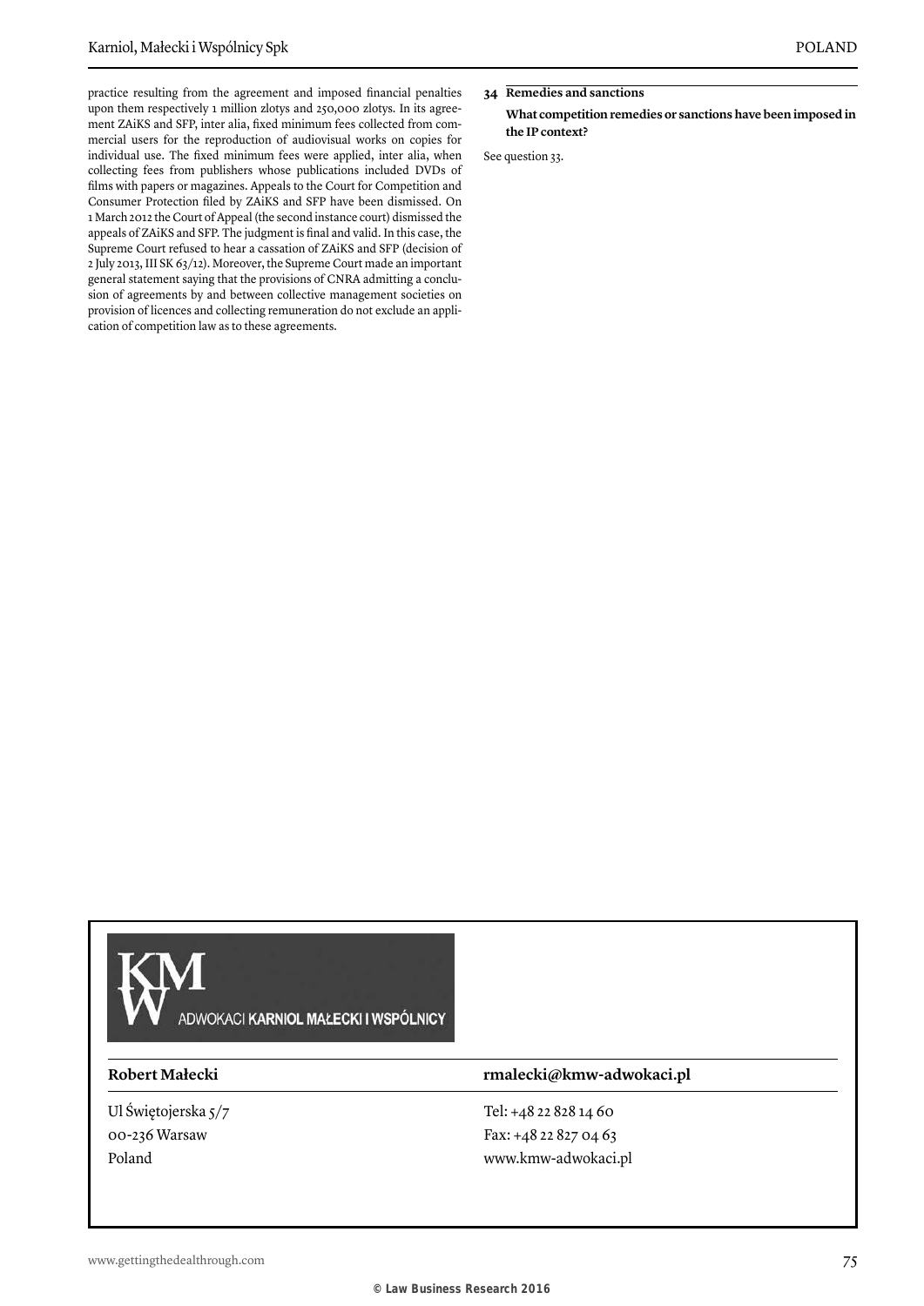practice resulting from the agreement and imposed financial penalties upon them respectively 1 million zlotys and 250,000 zlotys. In its agreement ZAiKS and SFP, inter alia, fixed minimum fees collected from commercial users for the reproduction of audiovisual works on copies for individual use. The fixed minimum fees were applied, inter alia, when collecting fees from publishers whose publications included DVDs of films with papers or magazines. Appeals to the Court for Competition and Consumer Protection filed by ZAiKS and SFP have been dismissed. On 1 March 2012 the Court of Appeal (the second instance court) dismissed the appeals of ZAiKS and SFP. The judgment is final and valid. In this case, the Supreme Court refused to hear a cassation of ZAiKS and SFP (decision of 2 July 2013, III SK 63/12). Moreover, the Supreme Court made an important general statement saying that the provisions of CNRA admitting a conclusion of agreements by and between collective management societies on provision of licences and collecting remuneration do not exclude an application of competition law as to these agreements.

### 34 Remedies and sanctions

**What competition remedies or sanctions have been imposed in the IP context?**

See question 33.

ADWOKACI **KARNIOL MAŁECKI I WSPÓLNICY**

| | |
|---|---|
| **Robert Małecki** | **rmalecki@kmw-adwokaci.pl** |
| Ul Świętojerska 5/7 | Tel: +48 22 828 14 60 |
| 00-236 Warsaw | Fax: +48 22 827 04 63 |
| Poland | www.kmw-adwokaci.pl |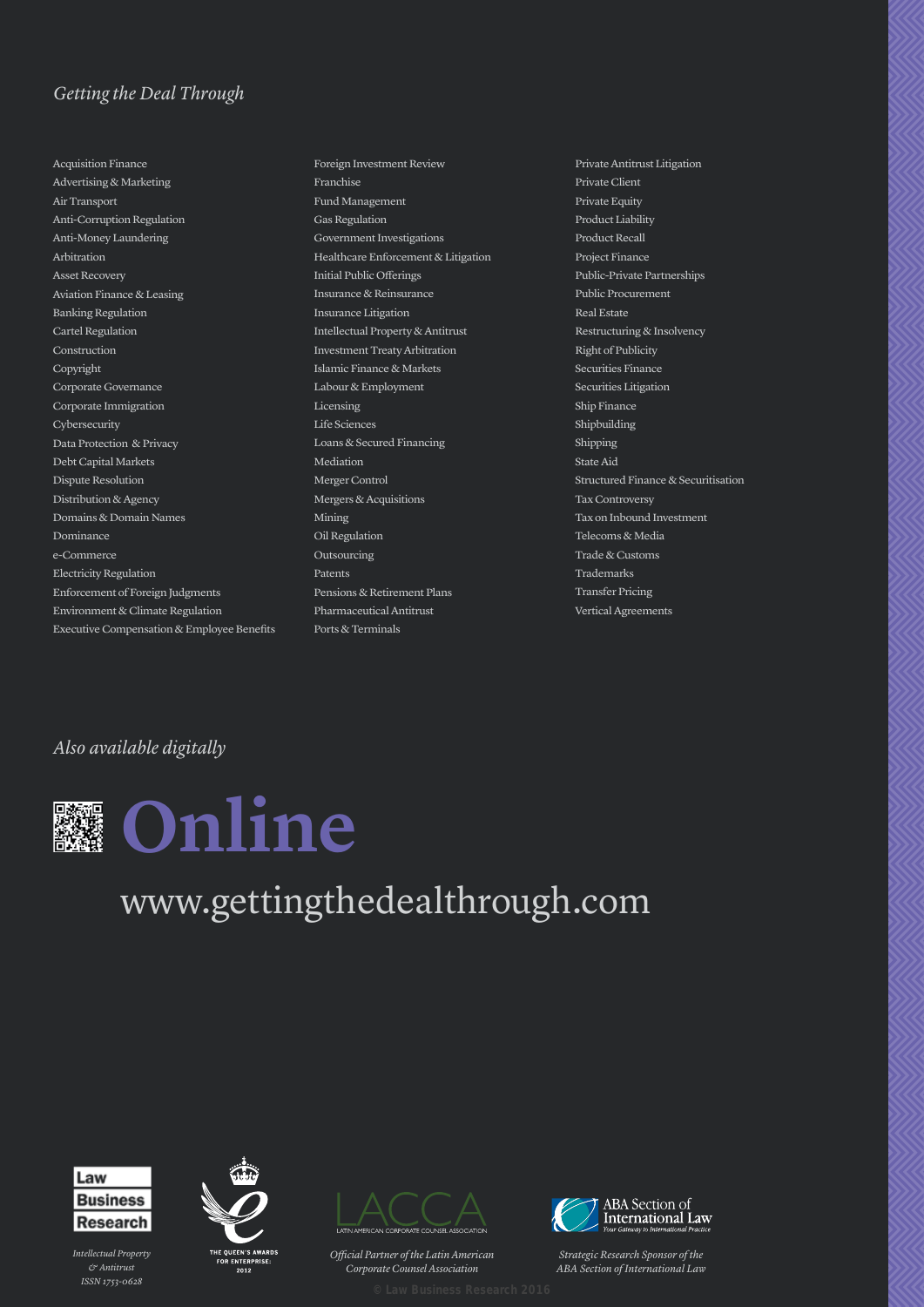*Getting the Deal Through*

Acquisition Finance
Advertising & Marketing
Air Transport
Anti-Corruption Regulation
Anti-Money Laundering
Arbitration
Asset Recovery
Aviation Finance & Leasing
Banking Regulation
Cartel Regulation
Construction
Copyright
Corporate Governance
Corporate Immigration
Cybersecurity
Data Protection & Privacy
Debt Capital Markets
Dispute Resolution
Distribution & Agency
Domains & Domain Names
Dominance
e-Commerce
Electricity Regulation
Enforcement of Foreign Judgments
Environment & Climate Regulation
Executive Compensation & Employee Benefits
Foreign Investment Review
Franchise
Fund Management
Gas Regulation
Government Investigations
Healthcare Enforcement & Litigation
Initial Public Offerings
Insurance & Reinsurance
Insurance Litigation
Intellectual Property & Antitrust
Investment Treaty Arbitration
Islamic Finance & Markets
Labour & Employment
Licensing
Life Sciences
Loans & Secured Financing
Mediation
Merger Control
Mergers & Acquisitions
Mining
Oil Regulation
Outsourcing
Patents
Pensions & Retirement Plans
Pharmaceutical Antitrust
Ports & Terminals
Private Antitrust Litigation
Private Client
Private Equity
Product Liability
Product Recall
Project Finance
Public-Private Partnerships
Public Procurement
Real Estate
Restructuring & Insolvency
Right of Publicity
Securities Finance
Securities Litigation
Ship Finance
Shipbuilding
Shipping
State Aid
Structured Finance & Securitisation
Tax Controversy
Tax on Inbound Investment
Telecoms & Media
Trade & Customs
Trademarks
Transfer Pricing
Vertical Agreements

*Also available digitally*

# Online

www.gettingthedealthrough.com

Law Business Research

*Intellectual Property & Antitrust*
*ISSN 1753-0628*

THE QUEEN'S AWARDS FOR ENTERPRISE: 2012

LACCA
LATIN AMERICAN CORPORATE COUNSEL ASSOCIATION

*Official Partner of the Latin American Corporate Counsel Association*

ABA Section of International Law
*Your Gateway to International Practice*

*Strategic Research Sponsor of the ABA Section of International Law*

© Law Business Research 2016